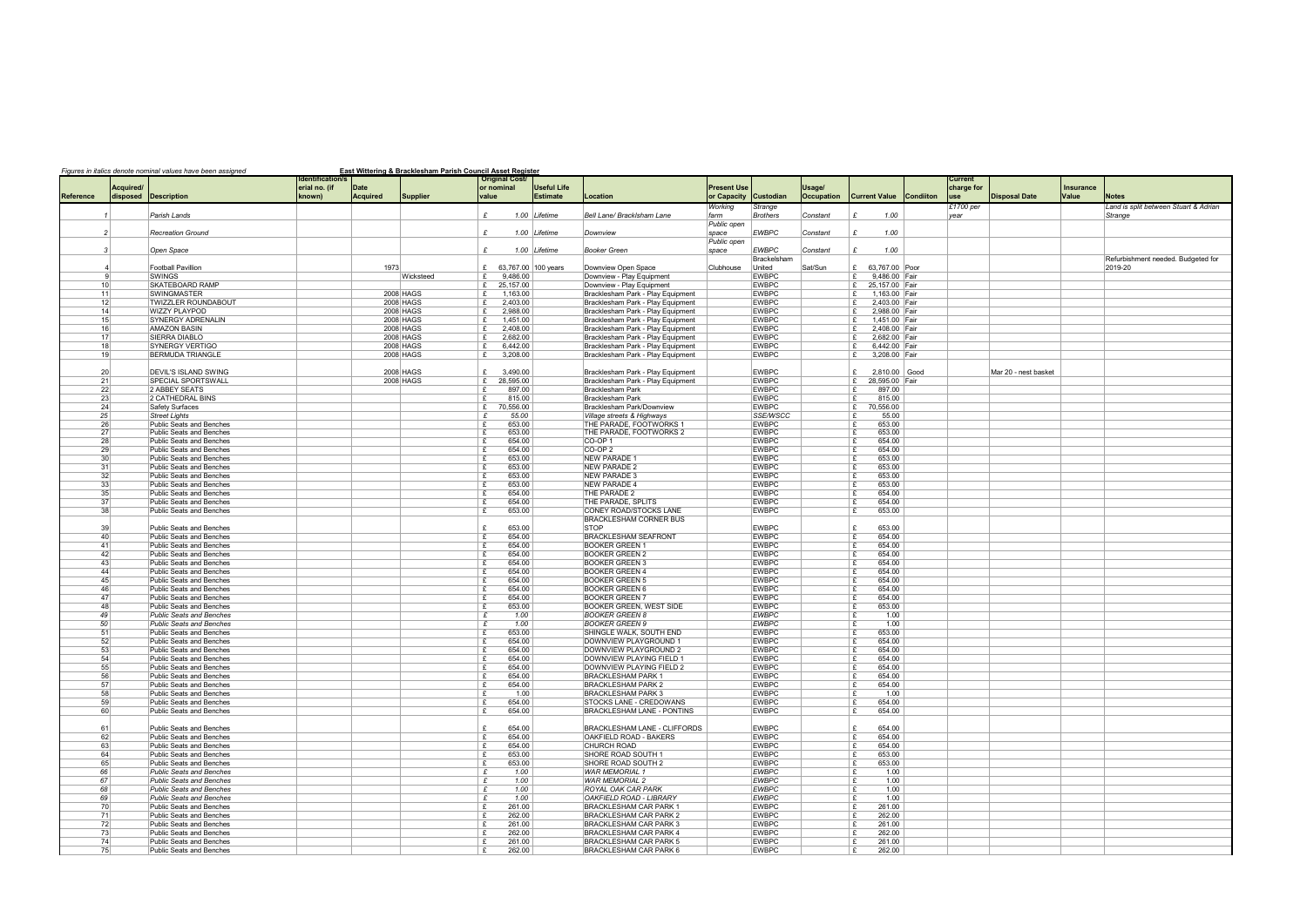*Figures in italics denote nominal values have been assigned*

# East Wittering & Bracklesham Parish Council Asset Register

| Reference | Acquired/ disposed | Description | Identification/serial no. (if known) | Date Acquired | Supplier | Original Cost/ or nominal value | Useful Life Estimate | Location | Present Use or Capacity | Custodian | Usage/ Occupation | Current Value | Condition | Current charge for use | Disposal Date | Insurance Value | Notes |
|---|---|---|---|---|---|---|---|---|---|---|---|---|---|---|---|---|---|
| *1* | | *Parish Lands* | | | | *£ 1.00* | *Lifetime* | *Bell Lane/ Bracklsham Lane* | *Working farm* | *Strange Brothers* | *Constant* | *£ 1.00* | | *£1700 per year* | | | *Land is split between Stuart & Adrian Strange* |
| *2* | | *Recreation Ground* | | | | *£ 1.00* | *Lifetime* | *Downview* | *Public open space* | *EWBPC* | *Constant* | *£ 1.00* | | | | | |
| *3* | | *Open Space* | | | | *£ 1.00* | *Lifetime* | *Booker Green* | *Public open space* | *EWBPC* | *Constant* | *£ 1.00* | | | | | |
| 4 | | Football Pavillion | | 1973 | | £ 63,767.00 | 100 years | Downview Open Space | Clubhouse | Brackelsham United | Sat/Sun | £ 63,767.00 | Poor | | | | Refurbishment needed. Budgeted for 2019-20 |
| 9 | | SWINGS | | | Wicksteed | £ 9,486.00 | | Downview - Play Equipment | | EWBPC | | £ 9,486.00 | Fair | | | | |
| 10 | | SKATEBOARD RAMP | | | | £ 25,157.00 | | Downview - Play Equipment | | EWBPC | | £ 25,157.00 | Fair | | | | |
| 11 | | SWINGMASTER | | 2008 | HAGS | £ 1,163.00 | | Bracklesham Park - Play Equipment | | EWBPC | | £ 1,163.00 | Fair | | | | |
| 12 | | TWIZZLER ROUNDABOUT | | 2008 | HAGS | £ 2,403.00 | | Bracklesham Park - Play Equipment | | EWBPC | | £ 2,403.00 | Fair | | | | |
| 14 | | WIZZY PLAYPOD | | 2008 | HAGS | £ 2,988.00 | | Bracklesham Park - Play Equipment | | EWBPC | | £ 2,988.00 | Fair | | | | |
| 15 | | SYNERGY ADRENALIN | | 2008 | HAGS | £ 1,451.00 | | Bracklesham Park - Play Equipment | | EWBPC | | £ 1,451.00 | Fair | | | | |
| 16 | | AMAZON BASIN | | 2008 | HAGS | £ 2,408.00 | | Bracklesham Park - Play Equipment | | EWBPC | | £ 2,408.00 | Fair | | | | |
| 17 | | SIERRA DIABLO | | 2008 | HAGS | £ 2,682.00 | | Bracklesham Park - Play Equipment | | EWBPC | | £ 2,682.00 | Fair | | | | |
| 18 | | SYNERGY VERTIGO | | 2008 | HAGS | £ 6,442.00 | | Bracklesham Park - Play Equipment | | EWBPC | | £ 6,442.00 | Fair | | | | |
| 19 | | BERMUDA TRIANGLE | | 2008 | HAGS | £ 3,208.00 | | Bracklesham Park - Play Equipment | | EWBPC | | £ 3,208.00 | Fair | | | | |
| 20 | | DEVIL'S ISLAND SWING | | 2008 | HAGS | £ 3,490.00 | | Bracklesham Park - Play Equipment | | EWBPC | | £ 2,810.00 | Good | | Mar 20 - nest basket | | |
| 21 | | SPECIAL SPORTSWALL | | 2008 | HAGS | £ 28,595.00 | | Bracklesham Park - Play Equipment | | EWBPC | | £ 28,595.00 | Fair | | | | |
| 22 | | 2 ABBEY SEATS | | | | £ 897.00 | | Bracklesham Park | | EWBPC | | £ 897.00 | | | | | |
| 23 | | 2 CATHEDRAL BINS | | | | £ 815.00 | | Bracklesham Park | | EWBPC | | £ 815.00 | | | | | |
| 24 | | Safety Surfaces | | | | £ 70,556.00 | | Bracklesham Park/Downview | | EWBPC | | £ 70,556.00 | | | | | |
| *25* | | *Street Lights* | | | | *£ 55.00* | | *Village streets & Highways* | | *SSE/WSCC* | | £ 55.00 | | | | | |
| 26 | | Public Seats and Benches | | | | £ 653.00 | | THE PARADE, FOOTWORKS 1 | | EWBPC | | £ 653.00 | | | | | |
| 27 | | Public Seats and Benches | | | | £ 653.00 | | THE PARADE, FOOTWORKS 2 | | EWBPC | | £ 653.00 | | | | | |
| 28 | | Public Seats and Benches | | | | £ 654.00 | | CO-OP 1 | | EWBPC | | £ 654.00 | | | | | |
| 29 | | Public Seats and Benches | | | | £ 654.00 | | CO-OP 2 | | EWBPC | | £ 654.00 | | | | | |
| 30 | | Public Seats and Benches | | | | £ 653.00 | | NEW PARADE 1 | | EWBPC | | £ 653.00 | | | | | |
| 31 | | Public Seats and Benches | | | | £ 653.00 | | NEW PARADE 2 | | EWBPC | | £ 653.00 | | | | | |
| 32 | | Public Seats and Benches | | | | £ 653.00 | | NEW PARADE 3 | | EWBPC | | £ 653.00 | | | | | |
| 33 | | Public Seats and Benches | | | | £ 653.00 | | NEW PARADE 4 | | EWBPC | | £ 653.00 | | | | | |
| 35 | | Public Seats and Benches | | | | £ 654.00 | | THE PARADE 2 | | EWBPC | | £ 654.00 | | | | | |
| 37 | | Public Seats and Benches | | | | £ 654.00 | | THE PARADE, SPLITS | | EWBPC | | £ 654.00 | | | | | |
| 38 | | Public Seats and Benches | | | | £ 653.00 | | CONEY ROAD/STOCKS LANE | | EWBPC | | £ 653.00 | | | | | |
| 39 | | Public Seats and Benches | | | | £ 653.00 | | BRACKLESHAM CORNER BUS STOP | | EWBPC | | £ 653.00 | | | | | |
| 40 | | Public Seats and Benches | | | | £ 654.00 | | BRACKLESHAM SEAFRONT | | EWBPC | | £ 654.00 | | | | | |
| 41 | | Public Seats and Benches | | | | £ 654.00 | | BOOKER GREEN 1 | | EWBPC | | £ 654.00 | | | | | |
| 42 | | Public Seats and Benches | | | | £ 654.00 | | BOOKER GREEN 2 | | EWBPC | | £ 654.00 | | | | | |
| 43 | | Public Seats and Benches | | | | £ 654.00 | | BOOKER GREEN 3 | | EWBPC | | £ 654.00 | | | | | |
| 44 | | Public Seats and Benches | | | | £ 654.00 | | BOOKER GREEN 4 | | EWBPC | | £ 654.00 | | | | | |
| 45 | | Public Seats and Benches | | | | £ 654.00 | | BOOKER GREEN 5 | | EWBPC | | £ 654.00 | | | | | |
| 46 | | Public Seats and Benches | | | | £ 654.00 | | BOOKER GREEN 6 | | EWBPC | | £ 654.00 | | | | | |
| 47 | | Public Seats and Benches | | | | £ 654.00 | | BOOKER GREEN 7 | | EWBPC | | £ 654.00 | | | | | |
| 48 | | Public Seats and Benches | | | | £ 653.00 | | BOOKER GREEN, WEST SIDE | | EWBPC | | £ 653.00 | | | | | |
| *49* | | *Public Seats and Benches* | | | | *£ 1.00* | | *BOOKER GREEN 8* | | *EWBPC* | | £ 1.00 | | | | | |
| *50* | | *Public Seats and Benches* | | | | *£ 1.00* | | *BOOKER GREEN 9* | | *EWBPC* | | £ 1.00 | | | | | |
| 51 | | Public Seats and Benches | | | | £ 653.00 | | SHINGLE WALK, SOUTH END | | EWBPC | | £ 653.00 | | | | | |
| 52 | | Public Seats and Benches | | | | £ 654.00 | | DOWNVIEW PLAYGROUND 1 | | EWBPC | | £ 654.00 | | | | | |
| 53 | | Public Seats and Benches | | | | £ 654.00 | | DOWNVIEW PLAYGROUND 2 | | EWBPC | | £ 654.00 | | | | | |
| 54 | | Public Seats and Benches | | | | £ 654.00 | | DOWNVIEW PLAYING FIELD 1 | | EWBPC | | £ 654.00 | | | | | |
| 55 | | Public Seats and Benches | | | | £ 654.00 | | DOWNVIEW PLAYING FIELD 2 | | EWBPC | | £ 654.00 | | | | | |
| 56 | | Public Seats and Benches | | | | £ 654.00 | | BRACKLESHAM PARK 1 | | EWBPC | | £ 654.00 | | | | | |
| 57 | | Public Seats and Benches | | | | £ 654.00 | | BRACKLESHAM PARK 2 | | EWBPC | | £ 654.00 | | | | | |
| 58 | | Public Seats and Benches | | | | £ 1.00 | | BRACKLESHAM PARK 3 | | EWBPC | | £ 1.00 | | | | | |
| 59 | | Public Seats and Benches | | | | £ 654.00 | | STOCKS LANE - CREDOWANS | | EWBPC | | £ 654.00 | | | | | |
| 60 | | Public Seats and Benches | | | | £ 654.00 | | BRACKLESHAM LANE - PONTINS | | EWBPC | | £ 654.00 | | | | | |
| 61 | | Public Seats and Benches | | | | £ 654.00 | | BRACKLESHAM LANE - CLIFFORDS | | EWBPC | | £ 654.00 | | | | | |
| 62 | | Public Seats and Benches | | | | £ 654.00 | | OAKFIELD ROAD - BAKERS | | EWBPC | | £ 654.00 | | | | | |
| 63 | | Public Seats and Benches | | | | £ 654.00 | | CHURCH ROAD | | EWBPC | | £ 654.00 | | | | | |
| 64 | | Public Seats and Benches | | | | £ 653.00 | | SHORE ROAD SOUTH 1 | | EWBPC | | £ 653.00 | | | | | |
| 65 | | Public Seats and Benches | | | | £ 653.00 | | SHORE ROAD SOUTH 2 | | EWBPC | | £ 653.00 | | | | | |
| *66* | | *Public Seats and Benches* | | | | *£ 1.00* | | *WAR MEMORIAL 1* | | *EWBPC* | | £ 1.00 | | | | | |
| *67* | | *Public Seats and Benches* | | | | *£ 1.00* | | *WAR MEMORIAL 2* | | *EWBPC* | | £ 1.00 | | | | | |
| *68* | | *Public Seats and Benches* | | | | *£ 1.00* | | *ROYAL OAK CAR PARK* | | *EWBPC* | | £ 1.00 | | | | | |
| *69* | | *Public Seats and Benches* | | | | *£ 1.00* | | *OAKFIELD ROAD - LIBRARY* | | *EWBPC* | | £ 1.00 | | | | | |
| 70 | | Public Seats and Benches | | | | £ 261.00 | | BRACKLESHAM CAR PARK 1 | | EWBPC | | £ 261.00 | | | | | |
| 71 | | Public Seats and Benches | | | | £ 262.00 | | BRACKLESHAM CAR PARK 2 | | EWBPC | | £ 262.00 | | | | | |
| 72 | | Public Seats and Benches | | | | £ 261.00 | | BRACKLESHAM CAR PARK 3 | | EWBPC | | £ 261.00 | | | | | |
| 73 | | Public Seats and Benches | | | | £ 262.00 | | BRACKLESHAM CAR PARK 4 | | EWBPC | | £ 262.00 | | | | | |
| 74 | | Public Seats and Benches | | | | £ 261.00 | | BRACKLESHAM CAR PARK 5 | | EWBPC | | £ 261.00 | | | | | |
| 75 | | Public Seats and Benches | | | | £ 262.00 | | BRACKLESHAM CAR PARK 6 | | EWBPC | | £ 262.00 | | | | | |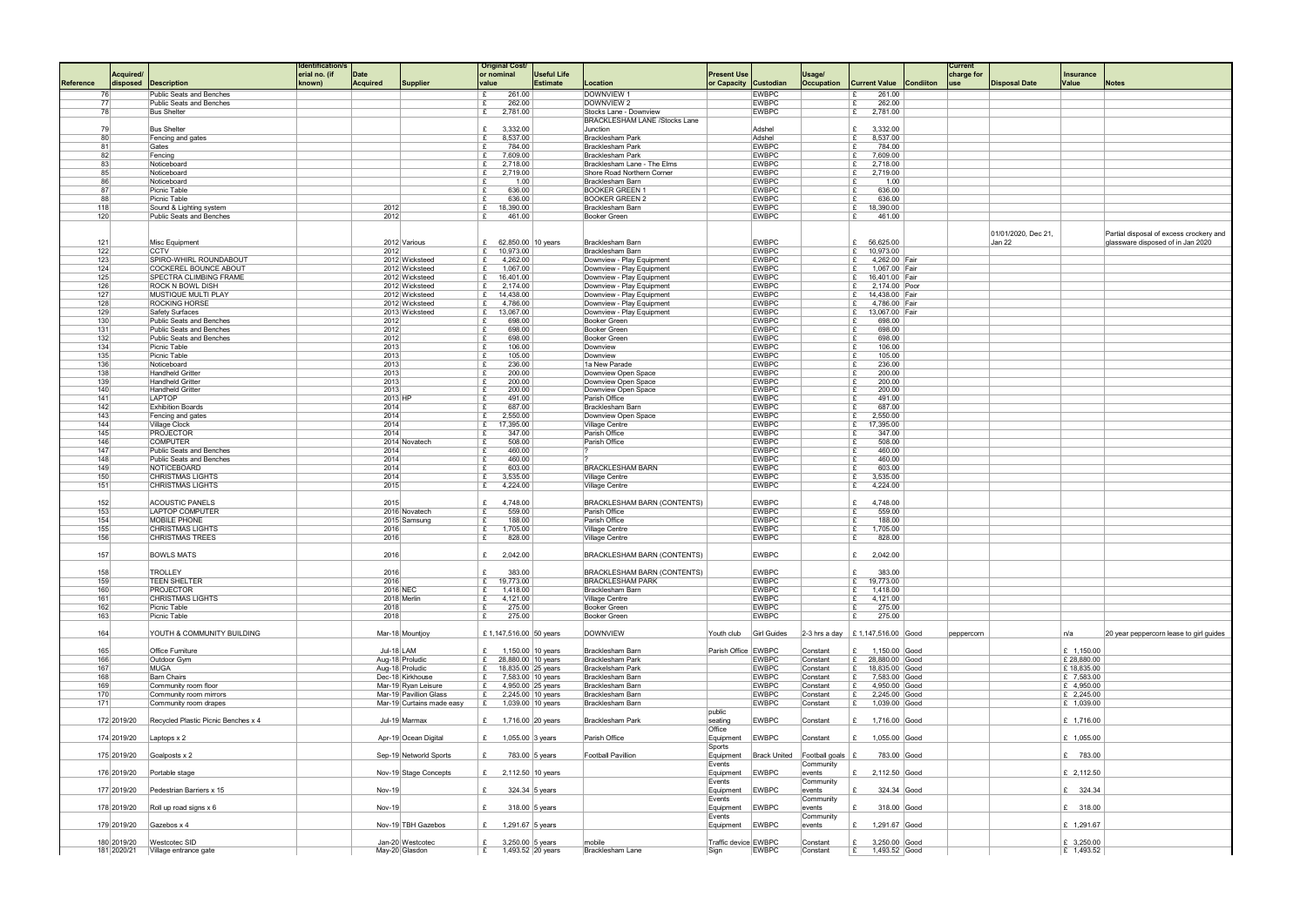| Reference | Acquired/ disposed | Description | Identification/serial no. (if known) | Date Acquired | Supplier | Original Cost/ or nominal value | Useful Life Estimate | Location | Present Use or Capacity | Custodian | Usage/ Occupation | Current Value | Condition | Current charge for use | Disposal Date | Insurance Value | Notes |
|---|---|---|---|---|---|---|---|---|---|---|---|---|---|---|---|---|---|
| 76 | | Public Seats and Benches | | | | £ 261.00 | | DOWNVIEW 1 | | EWBPC | | £ 261.00 | | | | | |
| 77 | | Public Seats and Benches | | | | £ 262.00 | | DOWNVIEW 2 | | EWBPC | | £ 262.00 | | | | | |
| 78 | | Bus Shelter | | | | £ 2,781.00 | | Stocks Lane - Downview | | EWBPC | | £ 2,781.00 | | | | | |
| 79 | | Bus Shelter | | | | £ 3,332.00 | | BRACKLESHAM LANE /Stocks Lane Junction | | Adshel | | £ 3,332.00 | | | | | |
| 80 | | Fencing and gates | | | | £ 8,537.00 | | Bracklesham Park | | Adshel | | £ 8,537.00 | | | | | |
| 81 | | Gates | | | | £ 784.00 | | Bracklesham Park | | EWBPC | | £ 784.00 | | | | | |
| 82 | | Fencing | | | | £ 7,609.00 | | Bracklesham Park | | EWBPC | | £ 7,609.00 | | | | | |
| 83 | | Noticeboard | | | | £ 2,718.00 | | Bracklesham Lane - The Elms | | EWBPC | | £ 2,718.00 | | | | | |
| 85 | | Noticeboard | | | | £ 2,719.00 | | Shore Road Northern Corner | | EWBPC | | £ 2,719.00 | | | | | |
| 86 | | Noticeboard | | | | £ 1.00 | | Bracklesham Barn | | EWBPC | | £ 1.00 | | | | | |
| 87 | | Picnic Table | | | | £ 636.00 | | BOOKER GREEN 1 | | EWBPC | | £ 636.00 | | | | | |
| 88 | | Picnic Table | | | | £ 636.00 | | BOOKER GREEN 2 | | EWBPC | | £ 636.00 | | | | | |
| 118 | | Sound & Lighting system | | 2012 | | £ 18,390.00 | | Bracklesham Barn | | EWBPC | | £ 18,390.00 | | | | | |
| 120 | | Public Seats and Benches | | 2012 | | £ 461.00 | | Booker Green | | EWBPC | | £ 461.00 | | | | | |
| 121 | | Misc Equipment | | 2012 | Various | £ 62,850.00 | 10 years | Bracklesham Barn | | EWBPC | | £ 56,625.00 | | | 01/01/2020, Dec 21, Jan 22 | | Partial disposal of excess crockery and glassware disposed of in Jan 2020 |
| 122 | | CCTV | | 2012 | | £ 10,973.00 | | Bracklesham Barn | | EWBPC | | £ 10,973.00 | | | | | |
| 123 | | SPIRO-WHIRL ROUNDABOUT | | 2012 | Wicksteed | £ 4,262.00 | | Downview - Play Equipment | | EWBPC | | £ 4,262.00 | Fair | | | | |
| 124 | | COCKEREL BOUNCE ABOUT | | 2012 | Wicksteed | £ 1,067.00 | | Downview - Play Equipment | | EWBPC | | £ 1,067.00 | Fair | | | | |
| 125 | | SPECTRA CLIMBING FRAME | | 2012 | Wicksteed | £ 16,401.00 | | Downview - Play Equipment | | EWBPC | | £ 16,401.00 | Fair | | | | |
| 126 | | ROCK N BOWL DISH | | 2012 | Wicksteed | £ 2,174.00 | | Downview - Play Equipment | | EWBPC | | £ 2,174.00 | Poor | | | | |
| 127 | | MUSTIQUE MULTI PLAY | | 2012 | Wicksteed | £ 14,438.00 | | Downview - Play Equipment | | EWBPC | | £ 14,438.00 | Fair | | | | |
| 128 | | ROCKING HORSE | | 2012 | Wicksteed | £ 4,786.00 | | Downview - Play Equipment | | EWBPC | | £ 4,786.00 | Fair | | | | |
| 129 | | Safety Surfaces | | 2013 | Wicksteed | £ 13,067.00 | | Downview - Play Equipment | | EWBPC | | £ 13,067.00 | Fair | | | | |
| 130 | | Public Seats and Benches | | 2012 | | £ 698.00 | | Booker Green | | EWBPC | | £ 698.00 | | | | | |
| 131 | | Public Seats and Benches | | 2012 | | £ 698.00 | | Booker Green | | EWBPC | | £ 698.00 | | | | | |
| 132 | | Public Seats and Benches | | 2012 | | £ 698.00 | | Booker Green | | EWBPC | | £ 698.00 | | | | | |
| 134 | | Picnic Table | | 2013 | | £ 106.00 | | Downview | | EWBPC | | £ 106.00 | | | | | |
| 135 | | Picnic Table | | 2013 | | £ 105.00 | | Downview | | EWBPC | | £ 105.00 | | | | | |
| 136 | | Noticeboard | | 2013 | | £ 236.00 | | 1a New Parade | | EWBPC | | £ 236.00 | | | | | |
| 138 | | Handheld Gritter | | 2013 | | £ 200.00 | | Downview Open Space | | EWBPC | | £ 200.00 | | | | | |
| 139 | | Handheld Gritter | | 2013 | | £ 200.00 | | Downview Open Space | | EWBPC | | £ 200.00 | | | | | |
| 140 | | Handheld Gritter | | 2013 | | £ 200.00 | | Downview Open Space | | EWBPC | | £ 200.00 | | | | | |
| 141 | | LAPTOP | | 2013 | HP | £ 491.00 | | Parish Office | | EWBPC | | £ 491.00 | | | | | |
| 142 | | Exhibition Boards | | 2014 | | £ 687.00 | | Bracklesham Barn | | EWBPC | | £ 687.00 | | | | | |
| 143 | | Fencing and gates | | 2014 | | £ 2,550.00 | | Downview Open Space | | EWBPC | | £ 2,550.00 | | | | | |
| 144 | | Village Clock | | 2014 | | £ 17,395.00 | | Village Centre | | EWBPC | | £ 17,395.00 | | | | | |
| 145 | | PROJECTOR | | 2014 | | £ 347.00 | | Parish Office | | EWBPC | | £ 347.00 | | | | | |
| 146 | | COMPUTER | | 2014 | Novatech | £ 508.00 | | Parish Office | | EWBPC | | £ 508.00 | | | | | |
| 147 | | Public Seats and Benches | | 2014 | | £ 460.00 | | ? | | EWBPC | | £ 460.00 | | | | | |
| 148 | | Public Seats and Benches | | 2014 | | £ 460.00 | | ? | | EWBPC | | £ 460.00 | | | | | |
| 149 | | NOTICEBOARD | | 2014 | | £ 603.00 | | BRACKLESHAM BARN | | EWBPC | | £ 603.00 | | | | | |
| 150 | | CHRISTMAS LIGHTS | | 2014 | | £ 3,535.00 | | Village Centre | | EWBPC | | £ 3,535.00 | | | | | |
| 151 | | CHRISTMAS LIGHTS | | 2015 | | £ 4,224.00 | | Village Centre | | EWBPC | | £ 4,224.00 | | | | | |
| 152 | | ACOUSTIC PANELS | | 2015 | | £ 4,748.00 | | BRACKLESHAM BARN (CONTENTS) | | EWBPC | | £ 4,748.00 | | | | | |
| 153 | | LAPTOP COMPUTER | | 2016 | Novatech | £ 559.00 | | Parish Office | | EWBPC | | £ 559.00 | | | | | |
| 154 | | MOBILE PHONE | | 2015 | Samsung | £ 188.00 | | Parish Office | | EWBPC | | £ 188.00 | | | | | |
| 155 | | CHRISTMAS LIGHTS | | 2016 | | £ 1,705.00 | | Village Centre | | EWBPC | | £ 1,705.00 | | | | | |
| 156 | | CHRISTMAS TREES | | 2016 | | £ 828.00 | | Village Centre | | EWBPC | | £ 828.00 | | | | | |
| 157 | | BOWLS MATS | | 2016 | | £ 2,042.00 | | BRACKLESHAM BARN (CONTENTS) | | EWBPC | | £ 2,042.00 | | | | | |
| 158 | | TROLLEY | | 2016 | | £ 383.00 | | BRACKLESHAM BARN (CONTENTS) | | EWBPC | | £ 383.00 | | | | | |
| 159 | | TEEN SHELTER | | 2016 | | £ 19,773.00 | | BRACKLESHAM PARK | | EWBPC | | £ 19,773.00 | | | | | |
| 160 | | PROJECTOR | | 2016 | NEC | £ 1,418.00 | | Bracklesham Barn | | EWBPC | | £ 1,418.00 | | | | | |
| 161 | | CHRISTMAS LIGHTS | | 2018 | Merlin | £ 4,121.00 | | Village Centre | | EWBPC | | £ 4,121.00 | | | | | |
| 162 | | Picnic Table | | 2018 | | £ 275.00 | | Booker Green | | EWBPC | | £ 275.00 | | | | | |
| 163 | | Picnic Table | | 2018 | | £ 275.00 | | Booker Green | | EWBPC | | £ 275.00 | | | | | |
| 164 | | YOUTH & COMMUNITY BUILDING | | Mar-18 | Mountjoy | £ 1,147,516.00 | 50 years | DOWNVIEW | Youth club | Girl Guides | 2-3 hrs a day | £ 1,147,516.00 | Good | peppercorn | | n/a | 20 year peppercorn lease to girl guides |
| 165 | | Office Furniture | | Jul-18 | LAM | £ 1,150.00 | 10 years | Bracklesham Barn | Parish Office | EWBPC | Constant | £ 1,150.00 | Good | | | £ 1,150.00 | |
| 166 | | Outdoor Gym | | Aug-18 | Proludic | £ 28,880.00 | 10 years | Bracklesham Park | | EWBPC | Constant | £ 28,880.00 | Good | | | £ 28,880.00 | |
| 167 | | MUGA | | Aug-18 | Proludic | £ 18,835.00 | 25 years | Bracklesham Park | | EWBPC | Constant | £ 18,835.00 | Good | | | £ 18,835.00 | |
| 168 | | Barn Chairs | | Dec-18 | Kirkhouse | £ 7,583.00 | 10 years | Bracklesham Barn | | EWBPC | Constant | £ 7,583.00 | Good | | | £ 7,583.00 | |
| 169 | | Community room floor | | Mar-19 | Ryan Leisure | £ 4,950.00 | 25 years | Bracklesham Barn | | EWBPC | Constant | £ 4,950.00 | Good | | | £ 4,950.00 | |
| 170 | | Community room mirrors | | Mar-19 | Pavillion Glass | £ 2,245.00 | 10 years | Bracklesham Barn | | EWBPC | Constant | £ 2,245.00 | Good | | | £ 2,245.00 | |
| 171 | | Community room drapes | | Mar-19 | Curtains made easy | £ 1,039.00 | 10 years | Bracklesham Barn | | EWBPC | Constant | £ 1,039.00 | Good | | | £ 1,039.00 | |
| 172 | 2019/20 | Recycled Plastic Picnic Benches x 4 | | Jul-19 | Marmax | £ 1,716.00 | 20 years | Bracklesham Park | public seating | EWBPC | Constant | £ 1,716.00 | Good | | | £ 1,716.00 | |
| 174 | 2019/20 | Laptops x 2 | | Apr-19 | Ocean Digital | £ 1,055.00 | 3 years | Parish Office | Office Equipment | EWBPC | Constant | £ 1,055.00 | Good | | | £ 1,055.00 | |
| 175 | 2019/20 | Goalposts x 2 | | Sep-19 | Networld Sports | £ 783.00 | 5 years | Football Pavillion | Sports Equipment | Brack United | Football goals | £ 783.00 | Good | | | £ 783.00 | |
| 176 | 2019/20 | Portable stage | | Nov-19 | Stage Concepts | £ 2,112.50 | 10 years | | Events Equipment | EWBPC | Community events | £ 2,112.50 | Good | | | £ 2,112.50 | |
| 177 | 2019/20 | Pedestrian Barriers x 15 | | Nov-19 | | £ 324.34 | 5 years | | Events Equipment | EWBPC | Community events | £ 324.34 | Good | | | £ 324.34 | |
| 178 | 2019/20 | Roll up road signs x 6 | | Nov-19 | | £ 318.00 | 5 years | | Events Equipment | EWBPC | Community events | £ 318.00 | Good | | | £ 318.00 | |
| 179 | 2019/20 | Gazebos x 4 | | Nov-19 | TBH Gazebos | £ 1,291.67 | 5 years | | Events Equipment | EWBPC | Community events | £ 1,291.67 | Good | | | £ 1,291.67 | |
| 180 | 2019/20 | Westcotec SID | | Jan-20 | Westcotec | £ 3,250.00 | 5 years | mobile | Traffic device | EWBPC | Constant | £ 3,250.00 | Good | | | £ 3,250.00 | |
| 181 | 2020/21 | Village entrance gate | | May-20 | Glasdon | £ 1,493.52 | 20 years | Bracklesham Lane | Sign | EWBPC | Constant | £ 1,493.52 | Good | | | £ 1,493.52 | |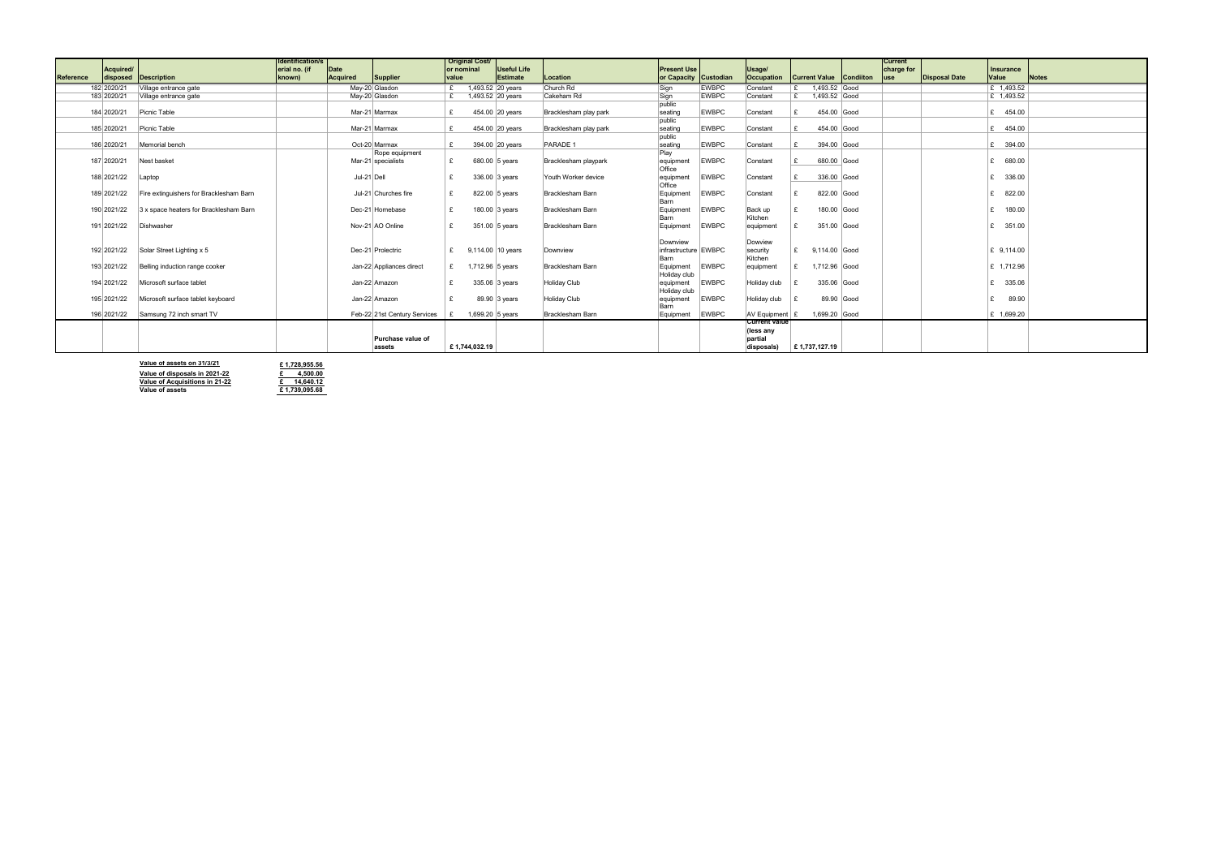| Reference | Acquired/ disposed | Description | Identification/serial no. (if known) | Date Acquired | Supplier | Original Cost/ or nominal value | Useful Life Estimate | Location | Present Use or Capacity | Custodian | Usage/ Occupation | Current Value | Condiiton | Current charge for use | Disposal Date | Insurance Value | Notes |
|---|---|---|---|---|---|---|---|---|---|---|---|---|---|---|---|---|---|
| 182 | 2020/21 | Village entrance gate | | May-20 | Glasdon | £ 1,493.52 | 20 years | Church Rd | Sign | EWBPC | Constant | £ 1,493.52 | Good | | | £ 1,493.52 | |
| 183 | 2020/21 | Village entrance gate | | May-20 | Glasdon | £ 1,493.52 | 20 years | Cakeham Rd | Sign | EWBPC | Constant | £ 1,493.52 | Good | | | £ 1,493.52 | |
| 184 | 2020/21 | Picnic Table | | Mar-21 | Marmax | £ 454.00 | 20 years | Bracklesham play park | public seating | EWBPC | Constant | £ 454.00 | Good | | | £ 454.00 | |
| 185 | 2020/21 | Picnic Table | | Mar-21 | Marmax | £ 454.00 | 20 years | Bracklesham play park | public seating | EWBPC | Constant | £ 454.00 | Good | | | £ 454.00 | |
| 186 | 2020/21 | Memorial bench | | Oct-20 | Marmax | £ 394.00 | 20 years | PARADE 1 | public seating | EWBPC | Constant | £ 394.00 | Good | | | £ 394.00 | |
| 187 | 2020/21 | Nest basket | | Mar-21 | Rope equipment specialists | £ 680.00 | 5 years | Bracklesham playpark | Play equipment | EWBPC | Constant | £ 680.00 | Good | | | £ 680.00 | |
| 188 | 2021/22 | Laptop | | Jul-21 | Dell | £ 336.00 | 3 years | Youth Worker device | Office equipment | EWBPC | Constant | £ 336.00 | Good | | | £ 336.00 | |
| 189 | 2021/22 | Fire extinguishers for Bracklesham Barn | | Jul-21 | Churches fire | £ 822.00 | 5 years | Bracklesham Barn | Office Equipment | EWBPC | Constant | £ 822.00 | Good | | | £ 822.00 | |
| 190 | 2021/22 | 3 x space heaters for Bracklesham Barn | | Dec-21 | Homebase | £ 180.00 | 3 years | Bracklesham Barn | Barn Equipment | EWBPC | Back up | £ 180.00 | Good | | | £ 180.00 | |
| 191 | 2021/22 | Dishwasher | | Nov-21 | AO Online | £ 351.00 | 5 years | Bracklesham Barn | Barn Equipment | EWBPC | Kitchen equipment | £ 351.00 | Good | | | £ 351.00 | |
| 192 | 2021/22 | Solar Street Lighting x 5 | | Dec-21 | Prolectric | £ 9,114.00 | 10 years | Downview | Downview infrastructure | EWBPC | Dowview security | £ 9,114.00 | Good | | | £ 9,114.00 | |
| 193 | 2021/22 | Belling induction range cooker | | Jan-22 | Appliances direct | £ 1,712.96 | 5 years | Bracklesham Barn | Barn Equipment | EWBPC | Kitchen equipment | £ 1,712.96 | Good | | | £ 1,712.96 | |
| 194 | 2021/22 | Microsoft surface tablet | | Jan-22 | Amazon | £ 335.06 | 3 years | Holiday Club | Holiday club equipment | EWBPC | Holiday club | £ 335.06 | Good | | | £ 335.06 | |
| 195 | 2021/22 | Microsoft surface tablet keyboard | | Jan-22 | Amazon | £ 89.90 | 3 years | Holiday Club | Holiday club equipment | EWBPC | Holiday club | £ 89.90 | Good | | | £ 89.90 | |
| 196 | 2021/22 | Samsung 72 inch smart TV | | Feb-22 | 21st Century Services | £ 1,699.20 | 5 years | Bracklesham Barn | Barn Equipment | EWBPC | AV Equipment | £ 1,699.20 | Good | | | £ 1,699.20 | |
| | | | | | **Purchase value of assets** | **£ 1,744,032.19** | | | | | **Current value (less any partial disposals)** | **£ 1,737,127.19** | | | | | |

| | |
|---|---|
| **Value of assets on 31/3/21** | **£ 1,728,955.56** |
| **Value of disposals in 2021-22** | **£ 4,500.00** |
| **Value of Acquisitions in 21-22** | **£ 14,640.12** |
| **Value of assets** | **£ 1,739,095.68** |